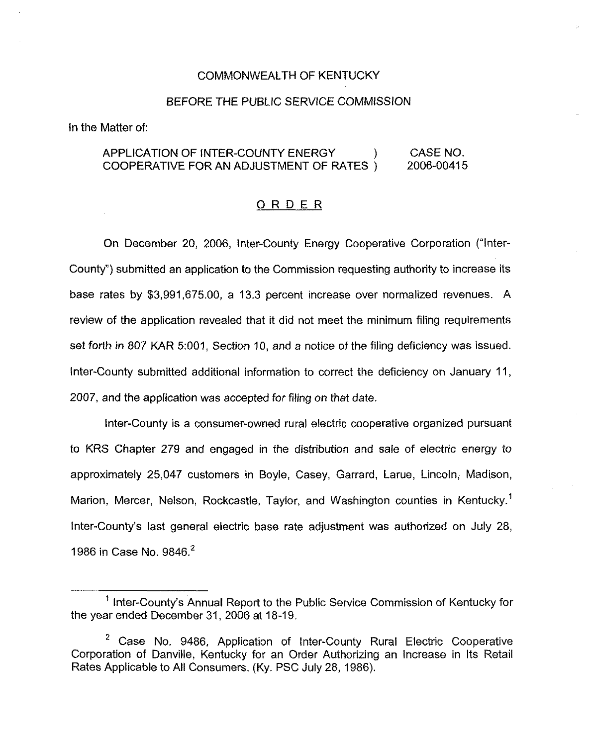COMMONWEALTH OF KENTUCKY

BEFORE THE PUBLIC SERVICE COMMISSION

In the Matter of:

| | | |
|---|---|---|
| APPLICATION OF INTER-COUNTY ENERGY COOPERATIVE FOR AN ADJUSTMENT OF RATES | ) ) | CASE NO. 2006-00415 |

# ORDER

On December 20, 2006, Inter-County Energy Cooperative Corporation ("Inter-County") submitted an application to the Commission requesting authority to increase its base rates by $3,991,675.00, a 13.3 percent increase over normalized revenues. A review of the application revealed that it did not meet the minimum filing requirements set forth in 807 KAR 5:001, Section 10, and a notice of the filing deficiency was issued. Inter-County submitted additional information to correct the deficiency on January 11, 2007, and the application was accepted for filing on that date.

Inter-County is a consumer-owned rural electric cooperative organized pursuant to KRS Chapter 279 and engaged in the distribution and sale of electric energy to approximately 25,047 customers in Boyle, Casey, Garrard, Larue, Lincoln, Madison, Marion, Mercer, Nelson, Rockcastle, Taylor, and Washington counties in Kentucky.[1] Inter-County's last general electric base rate adjustment was authorized on July 28, 1986 in Case No. 9846.[2]

---

[1] Inter-County's Annual Report to the Public Service Commission of Kentucky for the year ended December 31, 2006 at 18-19.

[2] Case No. 9486, Application of Inter-County Rural Electric Cooperative Corporation of Danville, Kentucky for an Order Authorizing an Increase in Its Retail Rates Applicable to All Consumers. (Ky. PSC July 28, 1986).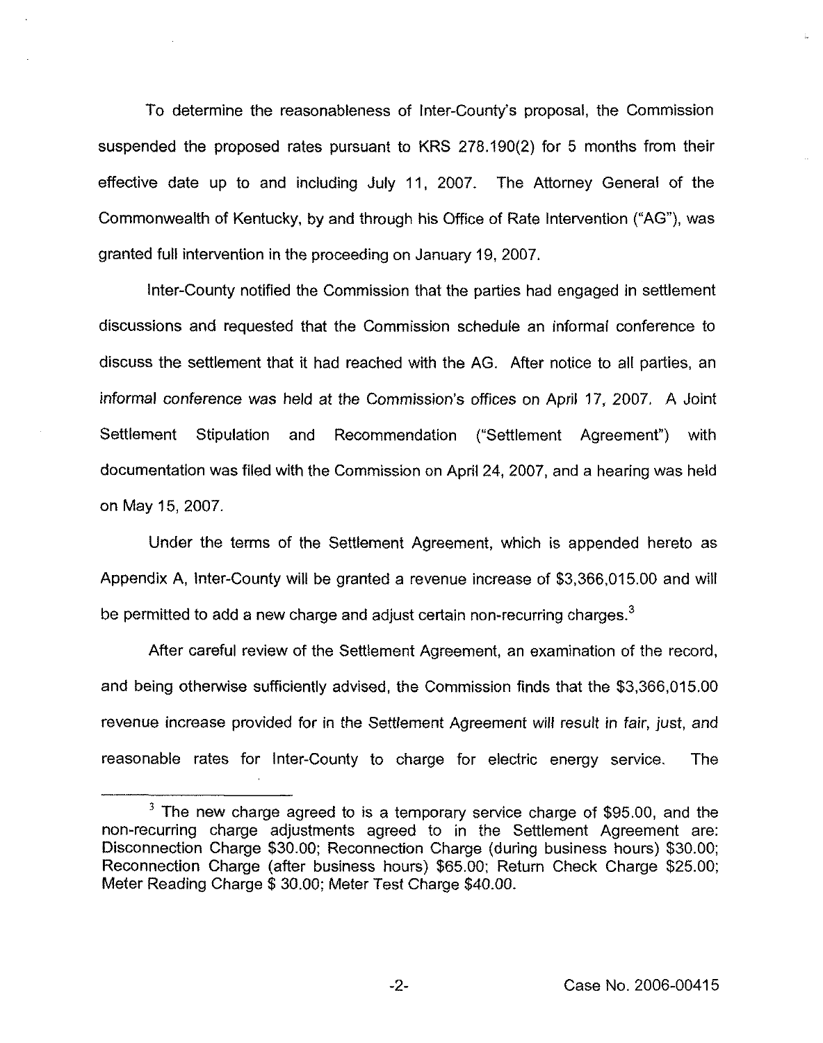To determine the reasonableness of Inter-County's proposal, the Commission suspended the proposed rates pursuant to KRS 278.190(2) for 5 months from their effective date up to and including July 11, 2007. The Attorney General of the Commonwealth of Kentucky, by and through his Office of Rate Intervention ("AG"), was granted full intervention in the proceeding on January 19, 2007.

Inter-County notified the Commission that the parties had engaged in settlement discussions and requested that the Commission schedule an informal conference to discuss the settlement that it had reached with the AG. After notice to all parties, an informal conference was held at the Commission's offices on April 17, 2007. A Joint Settlement Stipulation and Recommendation ("Settlement Agreement") with documentation was filed with the Commission on April 24, 2007, and a hearing was held on May 15, 2007.

Under the terms of the Settlement Agreement, which is appended hereto as Appendix A, Inter-County will be granted a revenue increase of $3,366,015.00 and will be permitted to add a new charge and adjust certain non-recurring charges.[3]

After careful review of the Settlement Agreement, an examination of the record, and being otherwise sufficiently advised, the Commission finds that the $3,366,015.00 revenue increase provided for in the Settlement Agreement will result in fair, just, and reasonable rates for Inter-County to charge for electric energy service. The

---

[3] The new charge agreed to is a temporary service charge of $95.00, and the non-recurring charge adjustments agreed to in the Settlement Agreement are: Disconnection Charge $30.00; Reconnection Charge (during business hours) $30.00; Reconnection Charge (after business hours) $65.00; Return Check Charge $25.00; Meter Reading Charge $ 30.00; Meter Test Charge $40.00.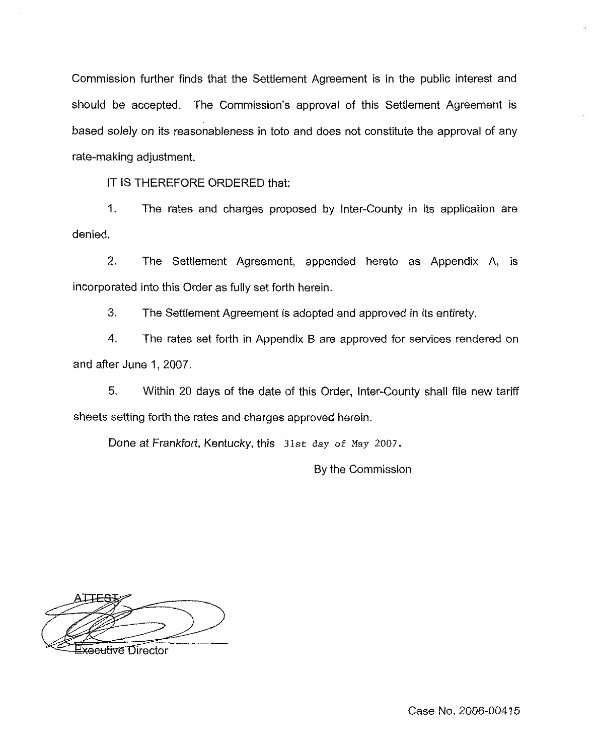Commission further finds that the Settlement Agreement is in the public interest and should be accepted. The Commission's approval of this Settlement Agreement is based solely on its reasonableness in toto and does not constitute the approval of any rate-making adjustment.

IT IS THEREFORE ORDERED that:

1. The rates and charges proposed by Inter-County in its application are denied.

2. The Settlement Agreement, appended hereto as Appendix A, is incorporated into this Order as fully set forth herein.

3. The Settlement Agreement is adopted and approved in its entirety.

4. The rates set forth in Appendix B are approved for services rendered on and after June 1, 2007.

5. Within 20 days of the date of this Order, Inter-County shall file new tariff sheets setting forth the rates and charges approved herein.

Done at Frankfort, Kentucky, this 31st day of May 2007.

By the Commission

ATTEST:

Executive Director

Case No. 2006-00415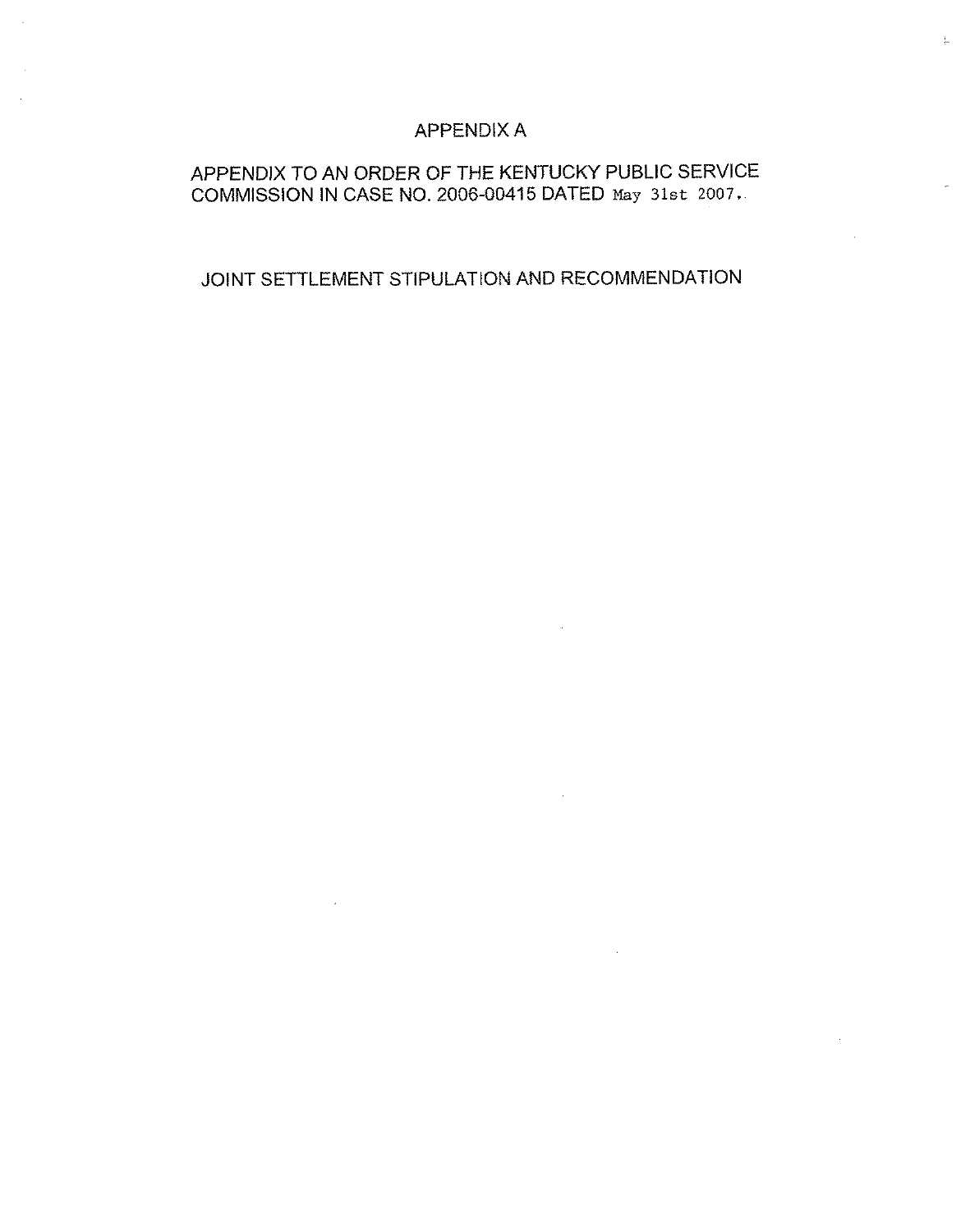# APPENDIX A

## APPENDIX TO AN ORDER OF THE KENTUCKY PUBLIC SERVICE COMMISSION IN CASE NO. 2006-00415 DATED May 31st 2007.

## JOINT SETTLEMENT STIPULATION AND RECOMMENDATION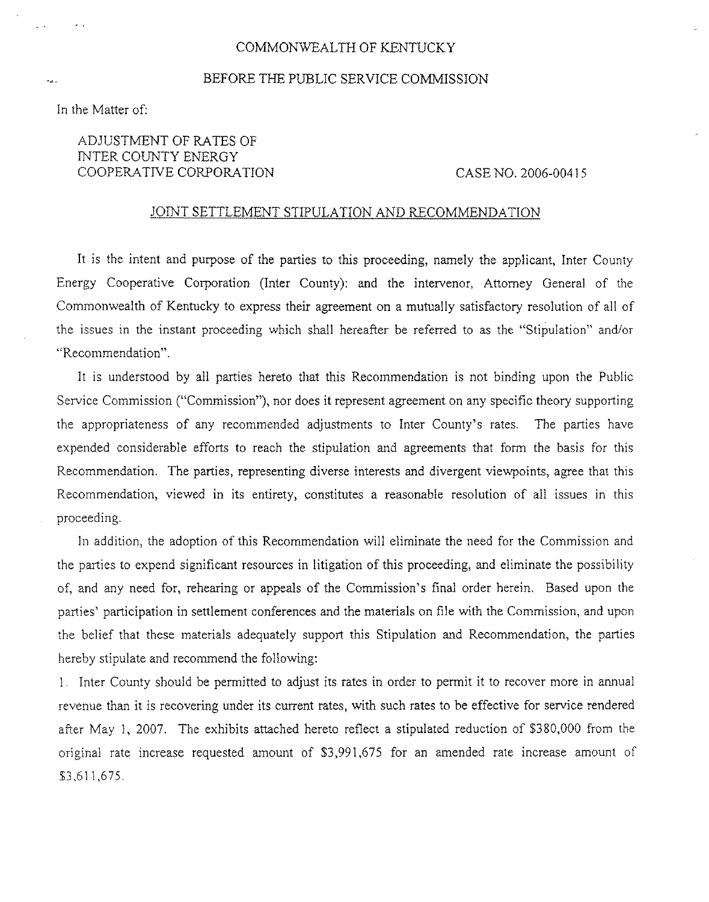COMMONWEALTH OF KENTUCKY

BEFORE THE PUBLIC SERVICE COMMISSION

In the Matter of:

ADJUSTMENT OF RATES OF
INTER COUNTY ENERGY
COOPERATIVE CORPORATION

CASE NO. 2006-00415

JOINT SETTLEMENT STIPULATION AND RECOMMENDATION

It is the intent and purpose of the parties to this proceeding, namely the applicant, Inter County Energy Cooperative Corporation (Inter County): and the intervenor, Attorney General of the Commonwealth of Kentucky to express their agreement on a mutually satisfactory resolution of all of the issues in the instant proceeding which shall hereafter be referred to as the "Stipulation" and/or "Recommendation".

It is understood by all parties hereto that this Recommendation is not binding upon the Public Service Commission ("Commission"), nor does it represent agreement on any specific theory supporting the appropriateness of any recommended adjustments to Inter County's rates. The parties have expended considerable efforts to reach the stipulation and agreements that form the basis for this Recommendation. The parties, representing diverse interests and divergent viewpoints, agree that this Recommendation, viewed in its entirety, constitutes a reasonable resolution of all issues in this proceeding.

In addition, the adoption of this Recommendation will eliminate the need for the Commission and the parties to expend significant resources in litigation of this proceeding, and eliminate the possibility of, and any need for, rehearing or appeals of the Commission's final order herein. Based upon the parties' participation in settlement conferences and the materials on file with the Commission, and upon the belief that these materials adequately support this Stipulation and Recommendation, the parties hereby stipulate and recommend the following:

1. Inter County should be permitted to adjust its rates in order to permit it to recover more in annual revenue than it is recovering under its current rates, with such rates to be effective for service rendered after May 1, 2007. The exhibits attached hereto reflect a stipulated reduction of $380,000 from the original rate increase requested amount of $3,991,675 for an amended rate increase amount of $3,611,675.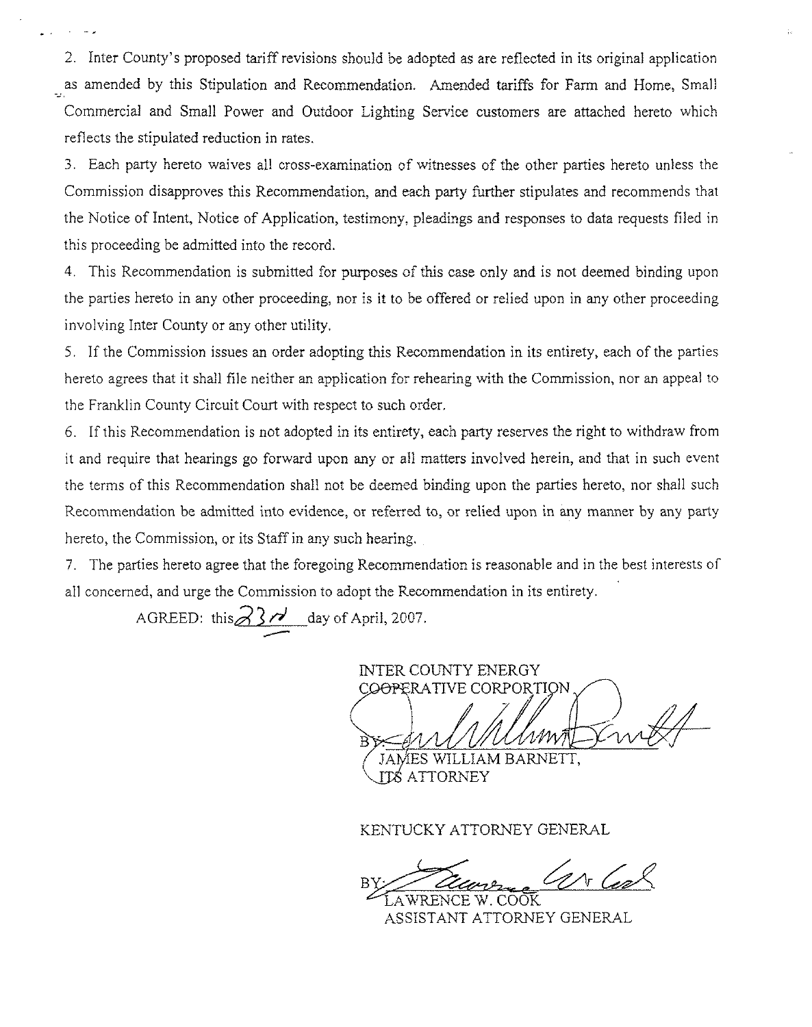2. Inter County's proposed tariff revisions should be adopted as are reflected in its original application as amended by this Stipulation and Recommendation. Amended tariffs for Farm and Home, Small Commercial and Small Power and Outdoor Lighting Service customers are attached hereto which reflects the stipulated reduction in rates.

3. Each party hereto waives all cross-examination of witnesses of the other parties hereto unless the Commission disapproves this Recommendation, and each party further stipulates and recommends that the Notice of Intent, Notice of Application, testimony, pleadings and responses to data requests filed in this proceeding be admitted into the record.

4. This Recommendation is submitted for purposes of this case only and is not deemed binding upon the parties hereto in any other proceeding, nor is it to be offered or relied upon in any other proceeding involving Inter County or any other utility.

5. If the Commission issues an order adopting this Recommendation in its entirety, each of the parties hereto agrees that it shall file neither an application for rehearing with the Commission, nor an appeal to the Franklin County Circuit Court with respect to such order.

6. If this Recommendation is not adopted in its entirety, each party reserves the right to withdraw from it and require that hearings go forward upon any or all matters involved herein, and that in such event the terms of this Recommendation shall not be deemed binding upon the parties hereto, nor shall such Recommendation be admitted into evidence, or referred to, or relied upon in any manner by any party hereto, the Commission, or its Staff in any such hearing.

7. The parties hereto agree that the foregoing Recommendation is reasonable and in the best interests of all concerned, and urge the Commission to adopt the Recommendation in its entirety.

AGREED: this 23rd day of April, 2007.

INTER COUNTY ENERGY
COOPERATIVE CORPORTION

BY: James William Barnett
JAMES WILLIAM BARNETT,
ITS ATTORNEY

KENTUCKY ATTORNEY GENERAL

BY: Lawrence W. Cook
LAWRENCE W. COOK
ASSISTANT ATTORNEY GENERAL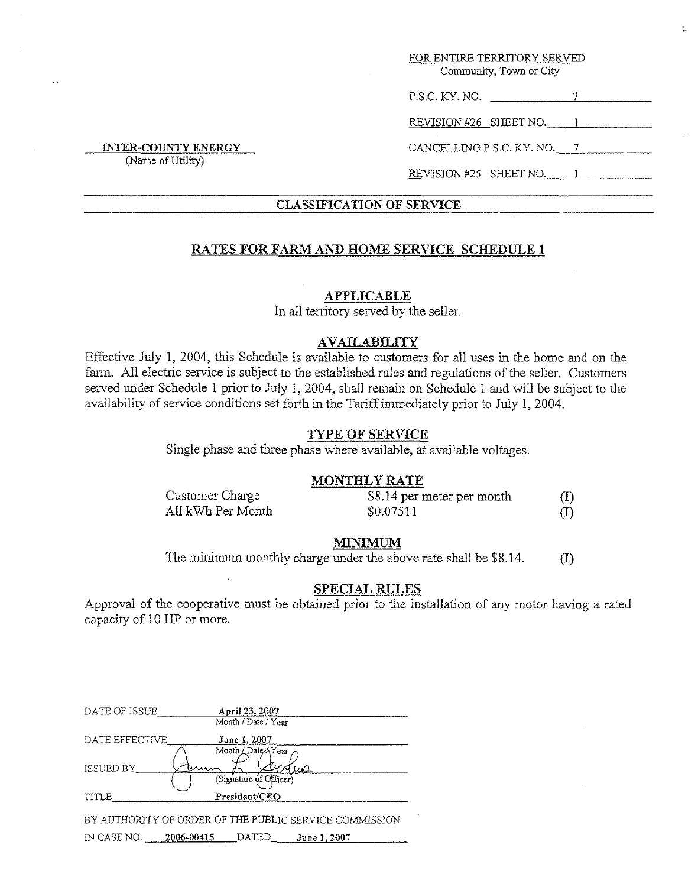FOR ENTIRE TERRITORY SERVED
Community, Town or City

P.S.C. KY. NO. 7

REVISION #26 SHEET NO. 1

**INTER-COUNTY ENERGY**
(Name of Utility)

CANCELLING P.S.C. KY. NO. 7

REVISION #25 SHEET NO. 1

## CLASSIFICATION OF SERVICE

## RATES FOR FARM AND HOME SERVICE SCHEDULE 1

### APPLICABLE

In all territory served by the seller.

### AVAILABILITY

Effective July 1, 2004, this Schedule is available to customers for all uses in the home and on the farm. All electric service is subject to the established rules and regulations of the seller. Customers served under Schedule 1 prior to July 1, 2004, shall remain on Schedule 1 and will be subject to the availability of service conditions set forth in the Tariff immediately prior to July 1, 2004.

### TYPE OF SERVICE

Single phase and three phase where available, at available voltages.

### MONTHLY RATE

| | | |
|---|---|---|
| Customer Charge | $8.14 per meter per month | (I) |
| All kWh Per Month | $0.07511 | (I) |

### MINIMUM

The minimum monthly charge under the above rate shall be $8.14. (I)

### SPECIAL RULES

Approval of the cooperative must be obtained prior to the installation of any motor having a rated capacity of 10 HP or more.

DATE OF ISSUE April 23, 2007
Month / Date / Year

DATE EFFECTIVE June 1, 2007
Month / Date / Year

ISSUED BY (Signature of Officer)

TITLE President/CEO

BY AUTHORITY OF ORDER OF THE PUBLIC SERVICE COMMISSION
IN CASE NO. 2006-00415 DATED June 1, 2007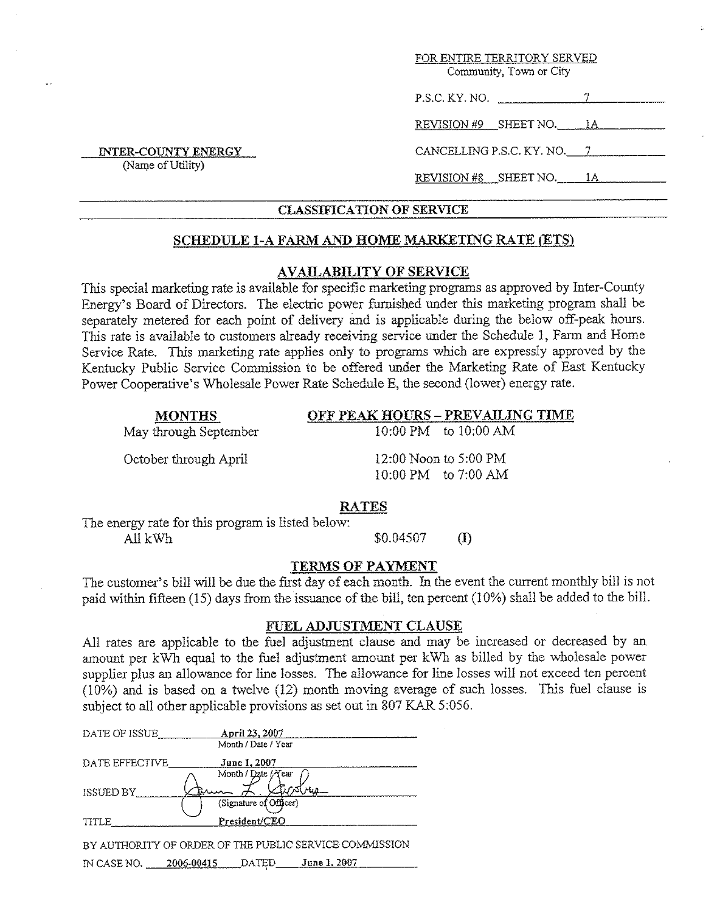FOR ENTIRE TERRITORY SERVED
Community, Town or City

P.S.C. KY. NO. 7

REVISION #9 SHEET NO. 1A

**INTER-COUNTY ENERGY**
(Name of Utility)

CANCELLING P.S.C. KY. NO. 7

REVISION #8 SHEET NO. 1A

## CLASSIFICATION OF SERVICE

## SCHEDULE 1-A FARM AND HOME MARKETING RATE (ETS)

### AVAILABILITY OF SERVICE

This special marketing rate is available for specific marketing programs as approved by Inter-County Energy's Board of Directors. The electric power furnished under this marketing program shall be separately metered for each point of delivery and is applicable during the below off-peak hours. This rate is available to customers already receiving service under the Schedule 1, Farm and Home Service Rate. This marketing rate applies only to programs which are expressly approved by the Kentucky Public Service Commission to be offered under the Marketing Rate of East Kentucky Power Cooperative's Wholesale Power Rate Schedule E, the second (lower) energy rate.

| MONTHS | OFF PEAK HOURS – PREVAILING TIME |
|---|---|
| May through September | 10:00 PM to 10:00 AM |
| October through April | 12:00 Noon to 5:00 PM<br>10:00 PM to 7:00 AM |

### RATES

The energy rate for this program is listed below:

All kWh $0.04507 (I)

### TERMS OF PAYMENT

The customer's bill will be due the first day of each month. In the event the current monthly bill is not paid within fifteen (15) days from the issuance of the bill, ten percent (10%) shall be added to the bill.

### FUEL ADJUSTMENT CLAUSE

All rates are applicable to the fuel adjustment clause and may be increased or decreased by an amount per kWh equal to the fuel adjustment amount per kWh as billed by the wholesale power supplier plus an allowance for line losses. The allowance for line losses will not exceed ten percent (10%) and is based on a twelve (12) month moving average of such losses. This fuel clause is subject to all other applicable provisions as set out in 807 KAR 5:056.

DATE OF ISSUE **April 23, 2007**
Month / Date / Year

DATE EFFECTIVE **June 1, 2007**
Month / Date / Year

ISSUED BY [signature]
(Signature of Officer)

TITLE **President/CEO**

BY AUTHORITY OF ORDER OF THE PUBLIC SERVICE COMMISSION

IN CASE NO. **2006-00415** DATED **June 1, 2007**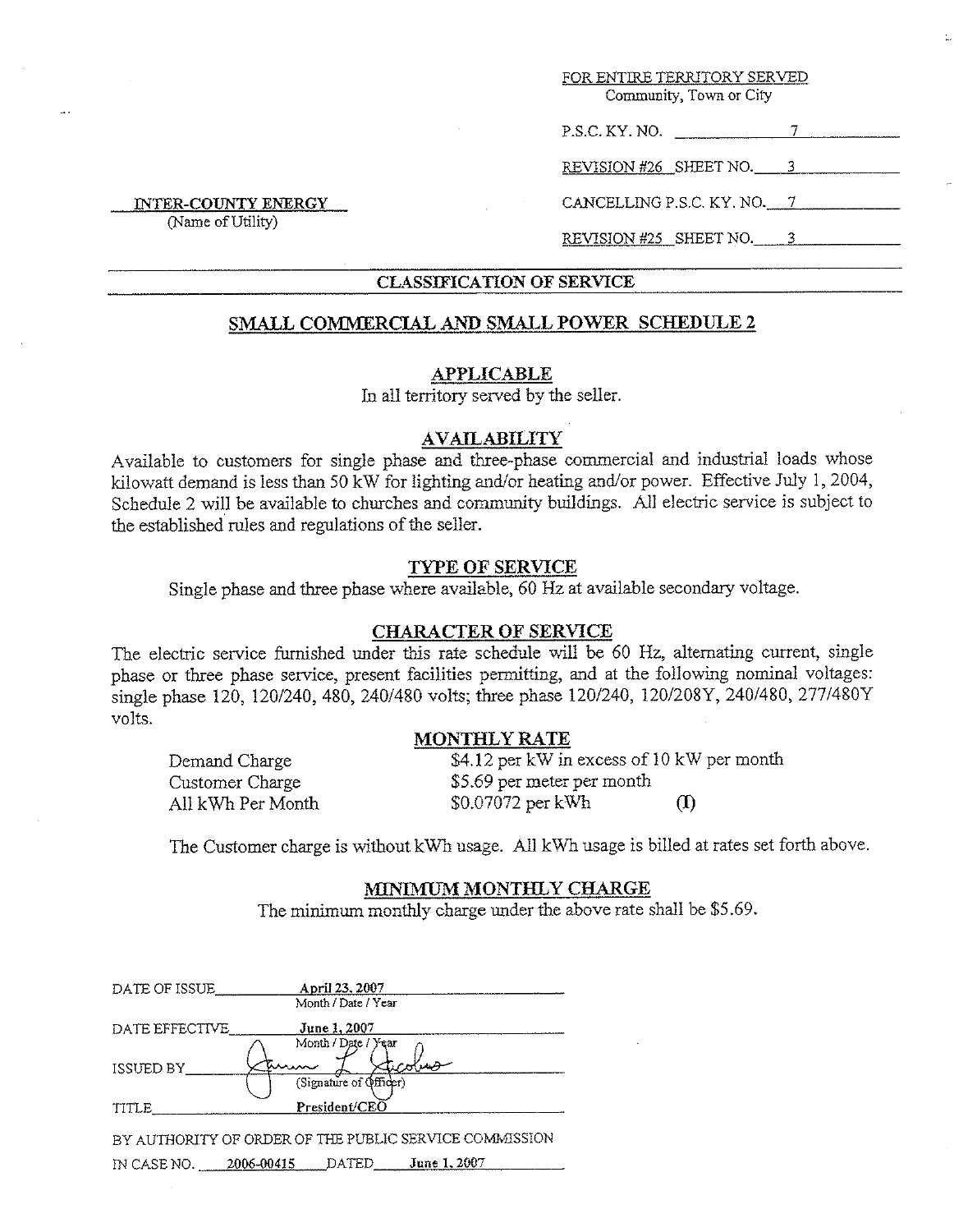FOR ENTIRE TERRITORY SERVED
Community, Town or City

P.S.C. KY. NO. 7

REVISION #26 SHEET NO. 3

CANCELLING P.S.C. KY. NO. 7

REVISION #25 SHEET NO. 3

INTER-COUNTY ENERGY
(Name of Utility)

## CLASSIFICATION OF SERVICE

## SMALL COMMERCIAL AND SMALL POWER SCHEDULE 2

### APPLICABLE

In all territory served by the seller.

### AVAILABILITY

Available to customers for single phase and three-phase commercial and industrial loads whose kilowatt demand is less than 50 kW for lighting and/or heating and/or power. Effective July 1, 2004, Schedule 2 will be available to churches and community buildings. All electric service is subject to the established rules and regulations of the seller.

### TYPE OF SERVICE

Single phase and three phase where available, 60 Hz at available secondary voltage.

### CHARACTER OF SERVICE

The electric service furnished under this rate schedule will be 60 Hz, alternating current, single phase or three phase service, present facilities permitting, and at the following nominal voltages: single phase 120, 120/240, 480, 240/480 volts; three phase 120/240, 120/208Y, 240/480, 277/480Y volts.

### MONTHLY RATE

| | | |
|---|---|---|
| Demand Charge | $4.12 per kW in excess of 10 kW per month | |
| Customer Charge | $5.69 per meter per month | |
| All kWh Per Month | $0.07072 per kWh | (I) |

The Customer charge is without kWh usage. All kWh usage is billed at rates set forth above.

### MINIMUM MONTHLY CHARGE

The minimum monthly charge under the above rate shall be $5.69.

DATE OF ISSUE April 23, 2007
Month / Date / Year

DATE EFFECTIVE June 1, 2007
Month / Date / Year

ISSUED BY (signature)
(Signature of Officer)

TITLE President/CEO

BY AUTHORITY OF ORDER OF THE PUBLIC SERVICE COMMISSION
IN CASE NO. 2006-00415 DATED June 1, 2007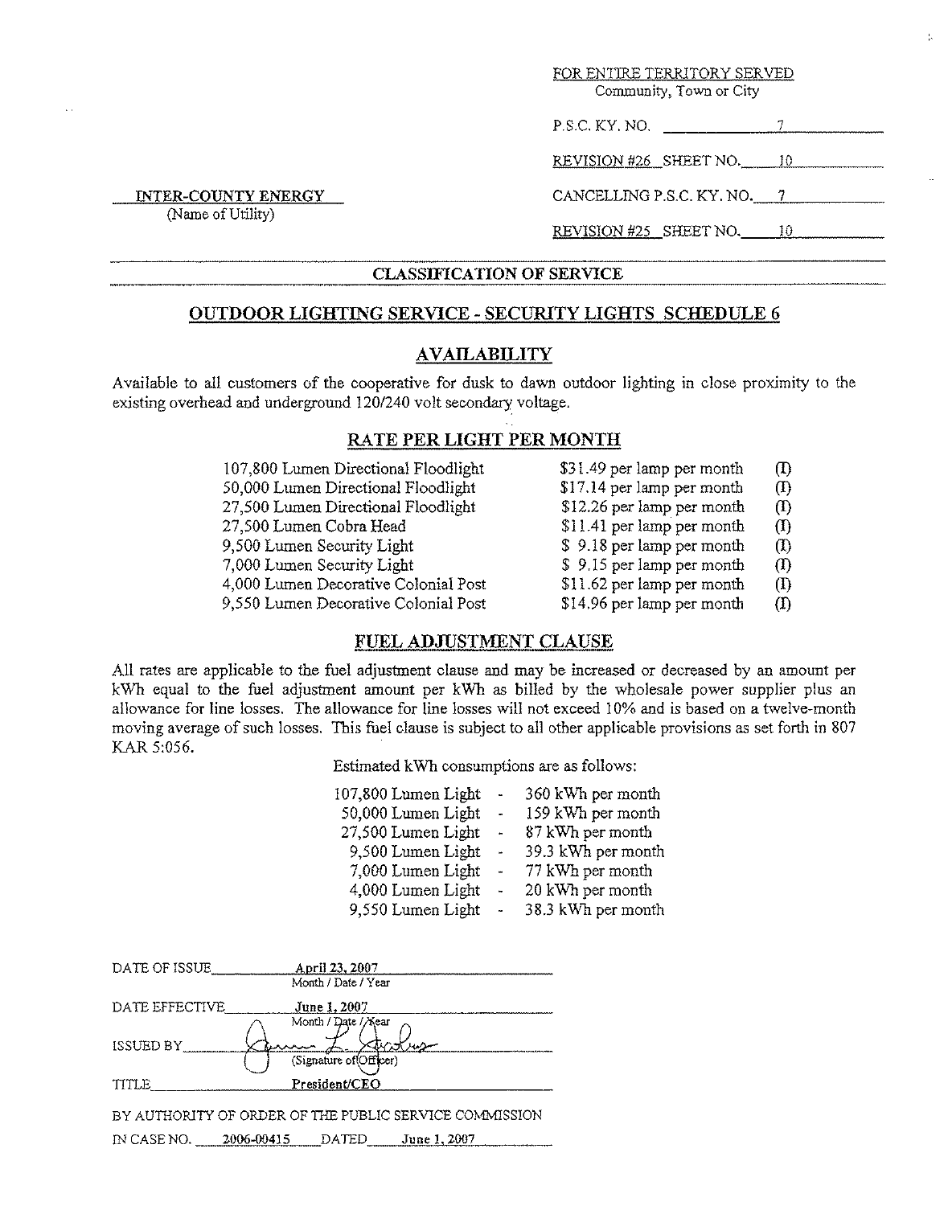FOR ENTIRE TERRITORY SERVED
Community, Town or City

P.S.C. KY. NO. 7

REVISION #26 SHEET NO. 10

**INTER-COUNTY ENERGY**
(Name of Utility)

CANCELLING P.S.C. KY. NO. 7

REVISION #25 SHEET NO. 10

## CLASSIFICATION OF SERVICE

## OUTDOOR LIGHTING SERVICE - SECURITY LIGHTS SCHEDULE 6

### AVAILABILITY

Available to all customers of the cooperative for dusk to dawn outdoor lighting in close proximity to the existing overhead and underground 120/240 volt secondary voltage.

### RATE PER LIGHT PER MONTH

| | | |
|---|---|---|
| 107,800 Lumen Directional Floodlight | $31.49 per lamp per month | (I) |
| 50,000 Lumen Directional Floodlight | $17.14 per lamp per month | (I) |
| 27,500 Lumen Directional Floodlight | $12.26 per lamp per month | (I) |
| 27,500 Lumen Cobra Head | $11.41 per lamp per month | (I) |
| 9,500 Lumen Security Light | $ 9.18 per lamp per month | (I) |
| 7,000 Lumen Security Light | $ 9.15 per lamp per month | (I) |
| 4,000 Lumen Decorative Colonial Post | $11.62 per lamp per month | (I) |
| 9,550 Lumen Decorative Colonial Post | $14.96 per lamp per month | (I) |

### FUEL ADJUSTMENT CLAUSE

All rates are applicable to the fuel adjustment clause and may be increased or decreased by an amount per kWh equal to the fuel adjustment amount per kWh as billed by the wholesale power supplier plus an allowance for line losses. The allowance for line losses will not exceed 10% and is based on a twelve-month moving average of such losses. This fuel clause is subject to all other applicable provisions as set forth in 807 KAR 5:056.

Estimated kWh consumptions are as follows:

| | | |
|---|---|---|
| 107,800 Lumen Light | - | 360 kWh per month |
| 50,000 Lumen Light | - | 159 kWh per month |
| 27,500 Lumen Light | - | 87 kWh per month |
| 9,500 Lumen Light | - | 39.3 kWh per month |
| 7,000 Lumen Light | - | 77 kWh per month |
| 4,000 Lumen Light | - | 20 kWh per month |
| 9,550 Lumen Light | - | 38.3 kWh per month |

DATE OF ISSUE April 23, 2007
Month / Date / Year

DATE EFFECTIVE June 1, 2007
Month / Date / Year

ISSUED BY (Signature of Officer)

TITLE President/CEO

BY AUTHORITY OF ORDER OF THE PUBLIC SERVICE COMMISSION

IN CASE NO. 2006-00415 DATED June 1, 2007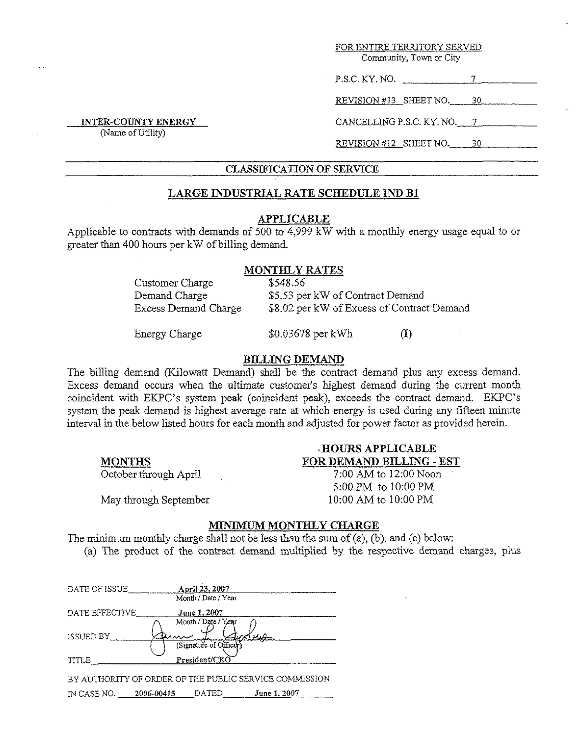FOR ENTIRE TERRITORY SERVED
Community, Town or City

P.S.C. KY. NO. 7

REVISION #13 SHEET NO. 30

**INTER-COUNTY ENERGY**
(Name of Utility)

CANCELLING P.S.C. KY. NO. 7

REVISION #12 SHEET NO. 30

## CLASSIFICATION OF SERVICE

## LARGE INDUSTRIAL RATE SCHEDULE IND B1

### APPLICABLE

Applicable to contracts with demands of 500 to 4,999 kW with a monthly energy usage equal to or greater than 400 hours per kW of billing demand.

### MONTHLY RATES

| | | |
|---|---|---|
| Customer Charge | \$548.56 | |
| Demand Charge | \$5.53 per kW of Contract Demand | |
| Excess Demand Charge | \$8.02 per kW of Excess of Contract Demand | |
| Energy Charge | \$0.03678 per kWh | (I) |

### BILLING DEMAND

The billing demand (Kilowatt Demand) shall be the contract demand plus any excess demand. Excess demand occurs when the ultimate customer's highest demand during the current month coincident with EKPC's system peak (coincident peak), exceeds the contract demand. EKPC's system the peak demand is highest average rate at which energy is used during any fifteen minute interval in the below listed hours for each month and adjusted for power factor as provided herein.

| MONTHS | HOURS APPLICABLE FOR DEMAND BILLING - EST |
|---|---|
| October through April | 7:00 AM to 12:00 Noon<br>5:00 PM to 10:00 PM |
| May through September | 10:00 AM to 10:00 PM |

### MINIMUM MONTHLY CHARGE

The minimum monthly charge shall not be less than the sum of (a), (b), and (c) below:

(a) The product of the contract demand multiplied by the respective demand charges, plus

DATE OF ISSUE April 23, 2007
Month / Date / Year

DATE EFFECTIVE June 1, 2007
Month / Date / Year

ISSUED BY (Signature of Officer)

TITLE President/CEO

BY AUTHORITY OF ORDER OF THE PUBLIC SERVICE COMMISSION
IN CASE NO. 2006-00415 DATED June 1, 2007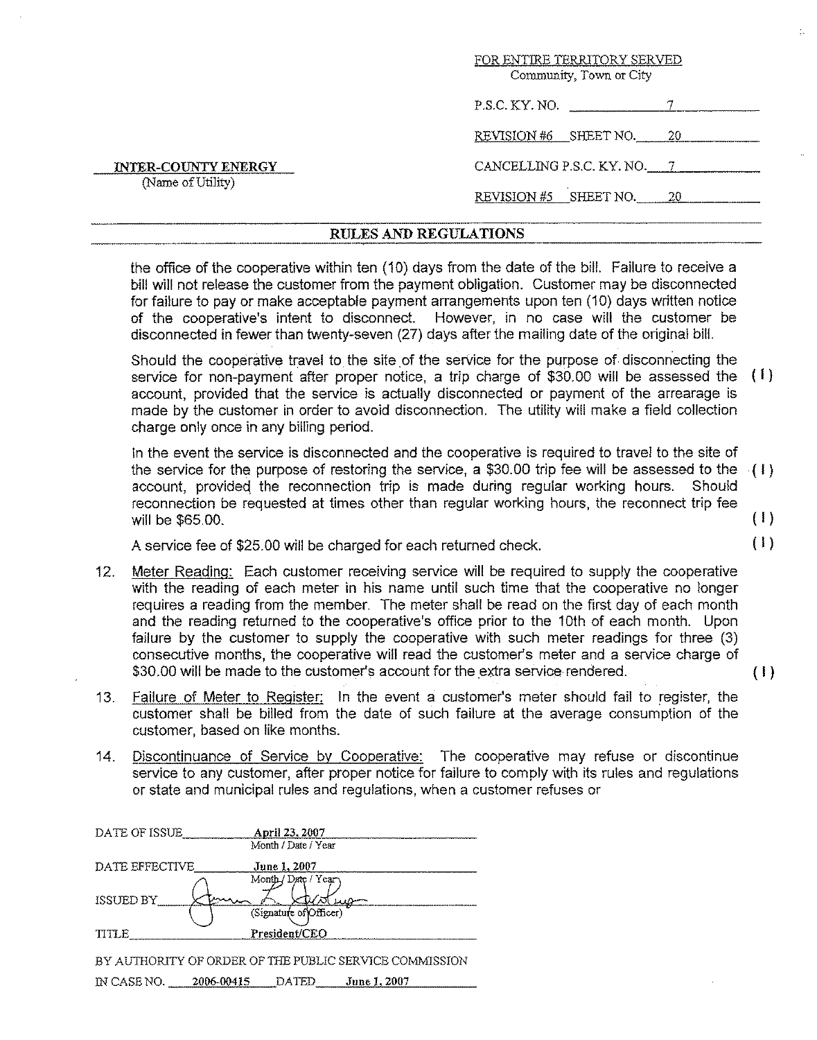FOR ENTIRE TERRITORY SERVED
Community, Town or City

P.S.C. KY. NO. 7

REVISION #6 SHEET NO. 20

**INTER-COUNTY ENERGY**
(Name of Utility)

CANCELLING P.S.C. KY. NO. 7

REVISION #5 SHEET NO. 20

## RULES AND REGULATIONS

the office of the cooperative within ten (10) days from the date of the bill. Failure to receive a bill will not release the customer from the payment obligation. Customer may be disconnected for failure to pay or make acceptable payment arrangements upon ten (10) days written notice of the cooperative's intent to disconnect. However, in no case will the customer be disconnected in fewer than twenty-seven (27) days after the mailing date of the original bill.

Should the cooperative travel to the site of the service for the purpose of disconnecting the service for non-payment after proper notice, a trip charge of $30.00 will be assessed the account, provided that the service is actually disconnected or payment of the arrearage is made by the customer in order to avoid disconnection. The utility will make a field collection charge only once in any billing period. (I)

In the event the service is disconnected and the cooperative is required to travel to the site of the service for the purpose of restoring the service, a $30.00 trip fee will be assessed to the account, provided the reconnection trip is made during regular working hours. Should reconnection be requested at times other than regular working hours, the reconnect trip fee will be $65.00. (I) (I)

A service fee of $25.00 will be charged for each returned check. (I)

12. Meter Reading: Each customer receiving service will be required to supply the cooperative with the reading of each meter in his name until such time that the cooperative no longer requires a reading from the member. The meter shall be read on the first day of each month and the reading returned to the cooperative's office prior to the 10th of each month. Upon failure by the customer to supply the cooperative with such meter readings for three (3) consecutive months, the cooperative will read the customer's meter and a service charge of $30.00 will be made to the customer's account for the extra service rendered. (I)

13. Failure of Meter to Register: In the event a customer's meter should fail to register, the customer shall be billed from the date of such failure at the average consumption of the customer, based on like months.

14. Discontinuance of Service by Cooperative: The cooperative may refuse or discontinue service to any customer, after proper notice for failure to comply with its rules and regulations or state and municipal rules and regulations, when a customer refuses or

DATE OF ISSUE **April 23, 2007**
Month / Date / Year

DATE EFFECTIVE **June 1, 2007**
Month / Date / Year

ISSUED BY (Signature of Officer)

TITLE **President/CEO**

BY AUTHORITY OF ORDER OF THE PUBLIC SERVICE COMMISSION
IN CASE NO. 2006-00415 DATED June 1, 2007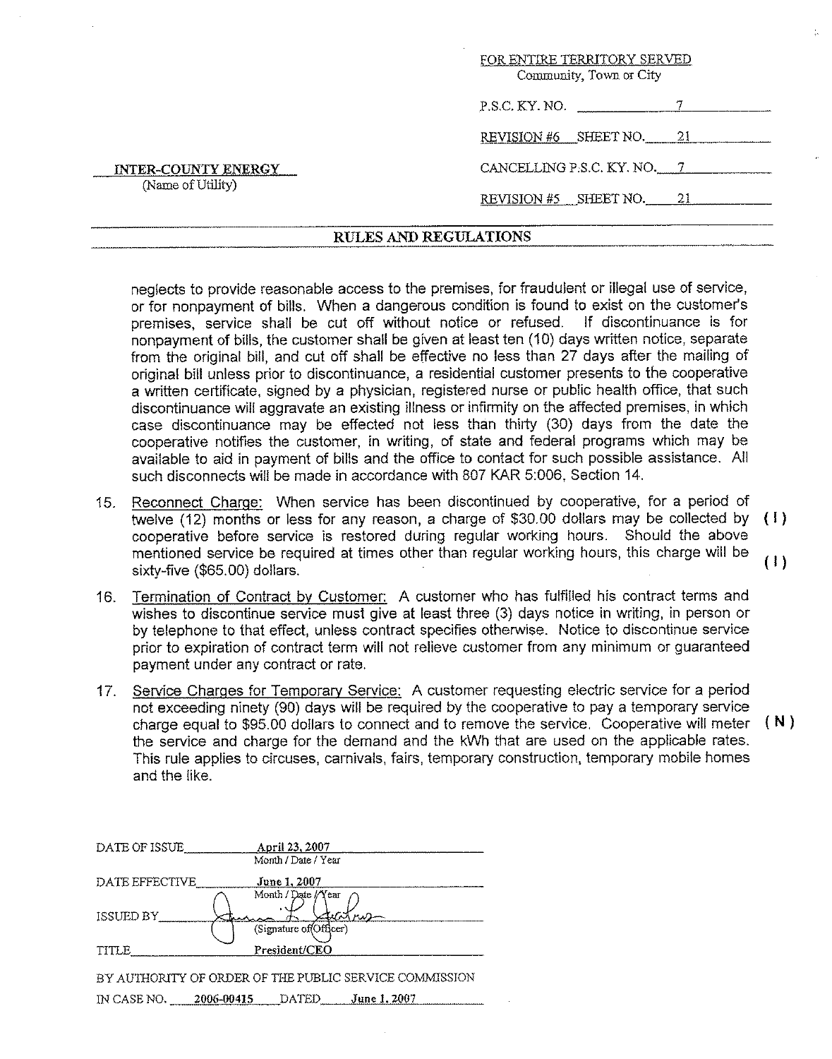FOR ENTIRE TERRITORY SERVED
Community, Town or City

P.S.C. KY. NO. 7

REVISION #6 SHEET NO. 21

**INTER-COUNTY ENERGY**
(Name of Utility)

CANCELLING P.S.C. KY. NO. 7

REVISION #5 SHEET NO. 21

## RULES AND REGULATIONS

neglects to provide reasonable access to the premises, for fraudulent or illegal use of service, or for nonpayment of bills. When a dangerous condition is found to exist on the customer's premises, service shall be cut off without notice or refused. If discontinuance is for nonpayment of bills, the customer shall be given at least ten (10) days written notice, separate from the original bill, and cut off shall be effective no less than 27 days after the mailing of original bill unless prior to discontinuance, a residential customer presents to the cooperative a written certificate, signed by a physician, registered nurse or public health office, that such discontinuance will aggravate an existing illness or infirmity on the affected premises, in which case discontinuance may be effected not less than thirty (30) days from the date the cooperative notifies the customer, in writing, of state and federal programs which may be available to aid in payment of bills and the office to contact for such possible assistance. All such disconnects will be made in accordance with 807 KAR 5:006, Section 14.

15. Reconnect Charge: When service has been discontinued by cooperative, for a period of twelve (12) months or less for any reason, a charge of $30.00 dollars may be collected by cooperative before service is restored during regular working hours. Should the above mentioned service be required at times other than regular working hours, this charge will be sixty-five ($65.00) dollars. (I) (I)

16. Termination of Contract by Customer: A customer who has fulfilled his contract terms and wishes to discontinue service must give at least three (3) days notice in writing, in person or by telephone to that effect, unless contract specifies otherwise. Notice to discontinue service prior to expiration of contract term will not relieve customer from any minimum or guaranteed payment under any contract or rate.

17. Service Charges for Temporary Service: A customer requesting electric service for a period not exceeding ninety (90) days will be required by the cooperative to pay a temporary service charge equal to $95.00 dollars to connect and to remove the service. Cooperative will meter the service and charge for the demand and the kWh that are used on the applicable rates. This rule applies to circuses, carnivals, fairs, temporary construction, temporary mobile homes and the like. (N)

DATE OF ISSUE April 23, 2007
Month / Date / Year

DATE EFFECTIVE June 1, 2007
Month / Date / Year

ISSUED BY (Signature of Officer)

TITLE President/CEO

BY AUTHORITY OF ORDER OF THE PUBLIC SERVICE COMMISSION
IN CASE NO. 2006-00415 DATED June 1, 2007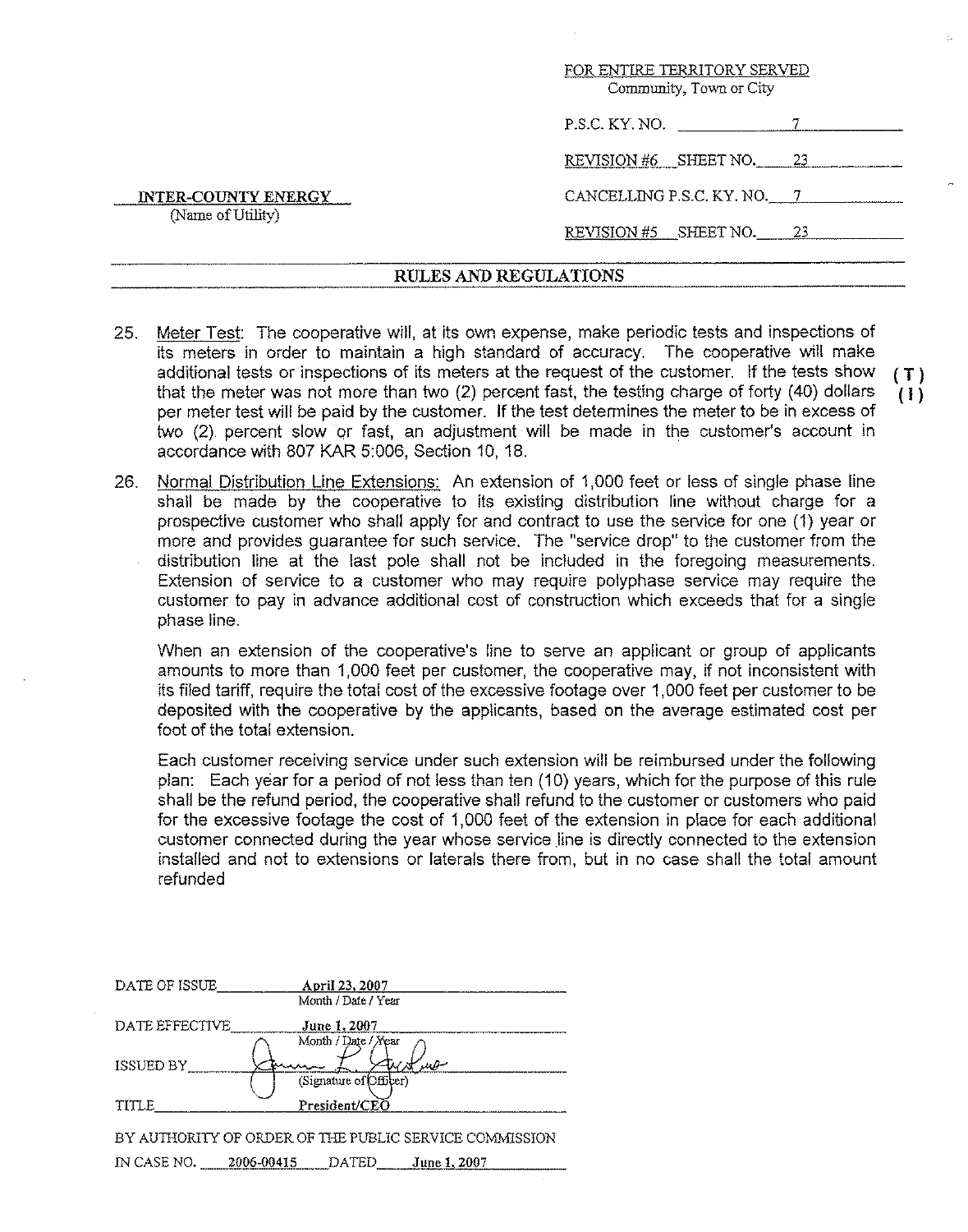FOR ENTIRE TERRITORY SERVED
Community, Town or City

P.S.C. KY. NO. 7

REVISION #6 SHEET NO. 23

**INTER-COUNTY ENERGY**
(Name of Utility)

CANCELLING P.S.C. KY. NO. 7

REVISION #5 SHEET NO. 23

## RULES AND REGULATIONS

25. Meter Test: The cooperative will, at its own expense, make periodic tests and inspections of its meters in order to maintain a high standard of accuracy. The cooperative will make additional tests or inspections of its meters at the request of the customer. If the tests show that the meter was not more than two (2) percent fast, the testing charge of forty (40) dollars per meter test will be paid by the customer. If the test determines the meter to be in excess of two (2) percent slow or fast, an adjustment will be made in the customer's account in accordance with 807 KAR 5:006, Section 10, 18. **(T) (I)**

26. Normal Distribution Line Extensions: An extension of 1,000 feet or less of single phase line shall be made by the cooperative to its existing distribution line without charge for a prospective customer who shall apply for and contract to use the service for one (1) year or more and provides guarantee for such service. The "service drop" to the customer from the distribution line at the last pole shall not be included in the foregoing measurements. Extension of service to a customer who may require polyphase service may require the customer to pay in advance additional cost of construction which exceeds that for a single phase line.

    When an extension of the cooperative's line to serve an applicant or group of applicants amounts to more than 1,000 feet per customer, the cooperative may, if not inconsistent with its filed tariff, require the total cost of the excessive footage over 1,000 feet per customer to be deposited with the cooperative by the applicants, based on the average estimated cost per foot of the total extension.

    Each customer receiving service under such extension will be reimbursed under the following plan: Each year for a period of not less than ten (10) years, which for the purpose of this rule shall be the refund period, the cooperative shall refund to the customer or customers who paid for the excessive footage the cost of 1,000 feet of the extension in place for each additional customer connected during the year whose service line is directly connected to the extension installed and not to extensions or laterals there from, but in no case shall the total amount refunded

DATE OF ISSUE April 23, 2007
Month / Date / Year

DATE EFFECTIVE June 1, 2007
Month / Date / Year

ISSUED BY (Signature of Officer)

TITLE President/CEO

BY AUTHORITY OF ORDER OF THE PUBLIC SERVICE COMMISSION

IN CASE NO. 2006-00415 DATED June 1, 2007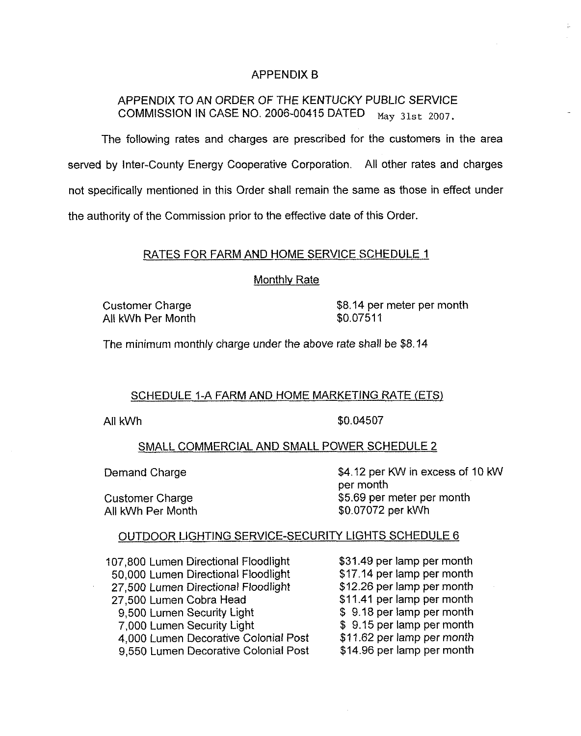# APPENDIX B

APPENDIX TO AN ORDER OF THE KENTUCKY PUBLIC SERVICE COMMISSION IN CASE NO. 2006-00415 DATED May 31st 2007.

The following rates and charges are prescribed for the customers in the area served by Inter-County Energy Cooperative Corporation. All other rates and charges not specifically mentioned in this Order shall remain the same as those in effect under the authority of the Commission prior to the effective date of this Order.

## RATES FOR FARM AND HOME SERVICE SCHEDULE 1

### Monthly Rate

| | |
|---|---|
| Customer Charge | $8.14 per meter per month |
| All kWh Per Month | $0.07511 |

The minimum monthly charge under the above rate shall be $8.14

## SCHEDULE 1-A FARM AND HOME MARKETING RATE (ETS)

| | |
|---|---|
| All kWh | $0.04507 |

## SMALL COMMERCIAL AND SMALL POWER SCHEDULE 2

| | |
|---|---|
| Demand Charge | $4.12 per KW in excess of 10 kW per month |
| Customer Charge | $5.69 per meter per month |
| All kWh Per Month | $0.07072 per kWh |

## OUTDOOR LIGHTING SERVICE-SECURITY LIGHTS SCHEDULE 6

| | |
|---|---|
| 107,800 Lumen Directional Floodlight | $31.49 per lamp per month |
| 50,000 Lumen Directional Floodlight | $17.14 per lamp per month |
| 27,500 Lumen Directional Floodlight | $12.26 per lamp per month |
| 27,500 Lumen Cobra Head | $11.41 per lamp per month |
| 9,500 Lumen Security Light | $ 9.18 per lamp per month |
| 7,000 Lumen Security Light | $ 9.15 per lamp per month |
| 4,000 Lumen Decorative Colonial Post | $11.62 per lamp per month |
| 9,550 Lumen Decorative Colonial Post | $14.96 per lamp per month |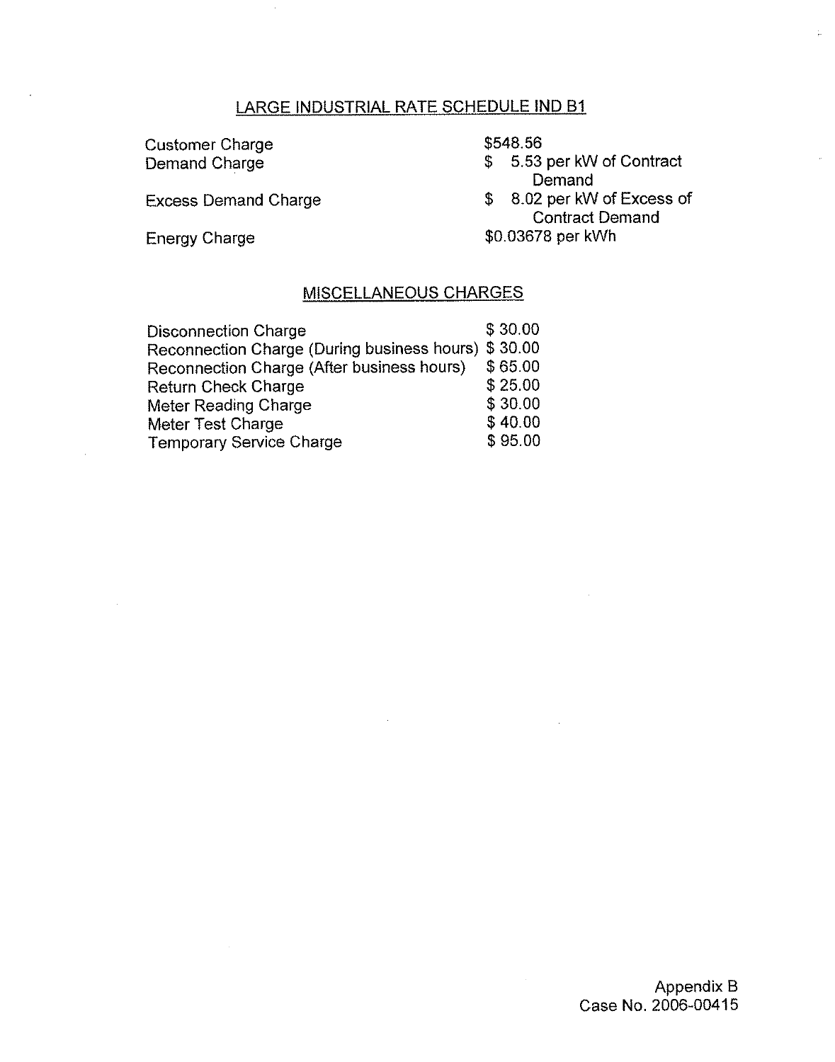## LARGE INDUSTRIAL RATE SCHEDULE IND B1

| | |
|---|---|
| Customer Charge | $548.56 |
| Demand Charge | $ 5.53 per kW of Contract Demand |
| Excess Demand Charge | $ 8.02 per kW of Excess of Contract Demand |
| Energy Charge | $0.03678 per kWh |

## MISCELLANEOUS CHARGES

| | |
|---|---|
| Disconnection Charge | $ 30.00 |
| Reconnection Charge (During business hours) | $ 30.00 |
| Reconnection Charge (After business hours) | $ 65.00 |
| Return Check Charge | $ 25.00 |
| Meter Reading Charge | $ 30.00 |
| Meter Test Charge | $ 40.00 |
| Temporary Service Charge | $ 95.00 |

Appendix B
Case No. 2006-00415